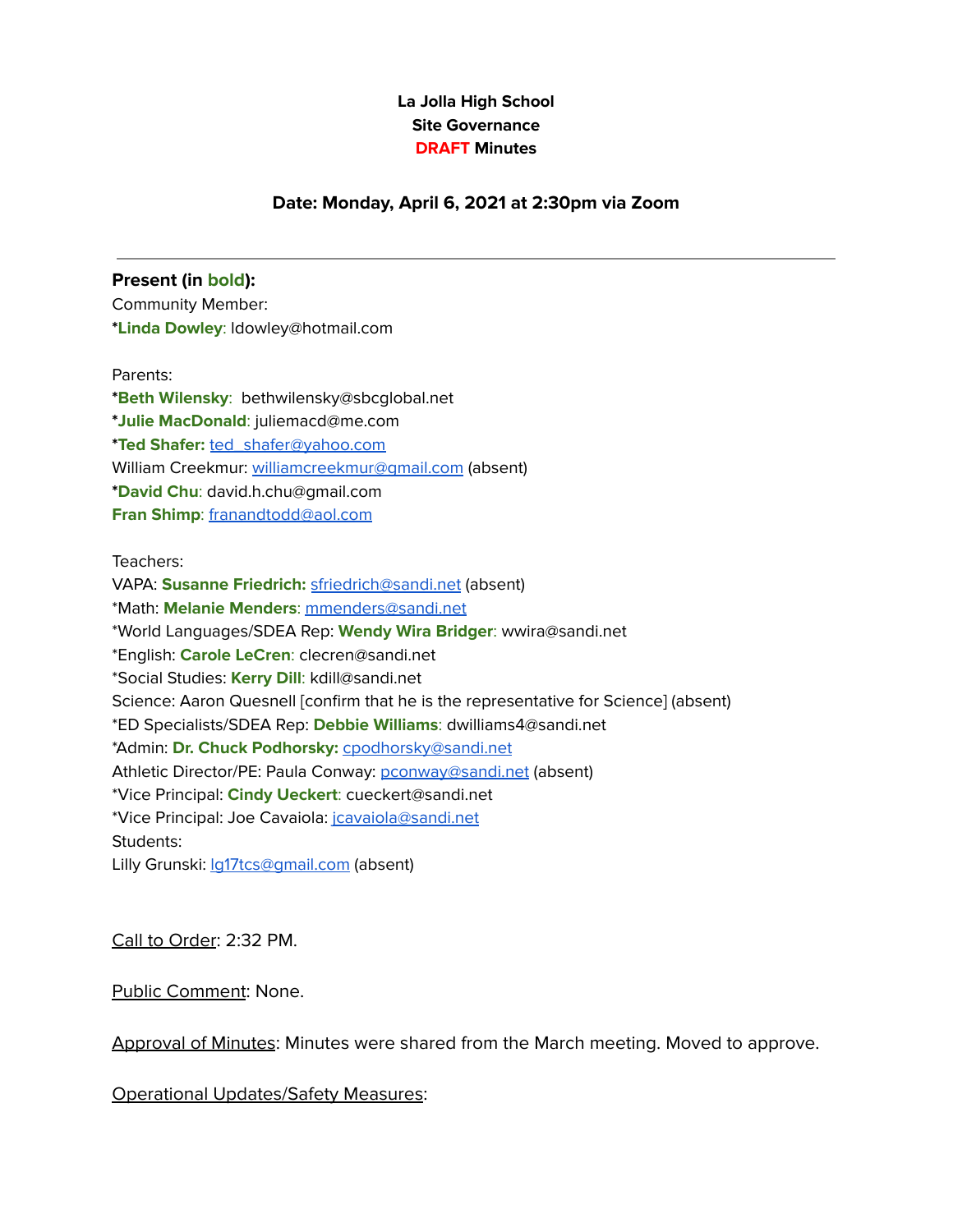**La Jolla High School**
**Site Governance**
**DRAFT Minutes**

**Date: Monday, April 6, 2021 at 2:30pm via Zoom**

---

**Present (in bold):**

Community Member:
***Linda Dowley**: ldowley@hotmail.com

Parents:
***Beth Wilensky**: bethwilensky@sbcglobal.net
***Julie MacDonald**: juliemacd@me.com
***Ted Shafer:** ted_shafer@yahoo.com
William Creekmur: williamcreekmur@gmail.com (absent)
***David Chu**: david.h.chu@gmail.com
**Fran Shimp**: franandtodd@aol.com

Teachers:
VAPA: **Susanne Friedrich:** sfriedrich@sandi.net (absent)
*Math: **Melanie Menders**: mmenders@sandi.net
*World Languages/SDEA Rep: **Wendy Wira Bridger**: wwira@sandi.net
*English: **Carole LeCren**: clecren@sandi.net
*Social Studies: **Kerry Dill**: kdill@sandi.net
Science: Aaron Quesnell [confirm that he is the representative for Science] (absent)
*ED Specialists/SDEA Rep: **Debbie Williams**: dwilliams4@sandi.net
*Admin: **Dr. Chuck Podhorsky:** cpodhorsky@sandi.net
Athletic Director/PE: Paula Conway: pconway@sandi.net (absent)
*Vice Principal: **Cindy Ueckert**: cueckert@sandi.net
*Vice Principal: Joe Cavaiola: jcavaiola@sandi.net
Students:
Lilly Grunski: lg17tcs@gmail.com (absent)

Call to Order: 2:32 PM.

Public Comment: None.

Approval of Minutes: Minutes were shared from the March meeting. Moved to approve.

Operational Updates/Safety Measures: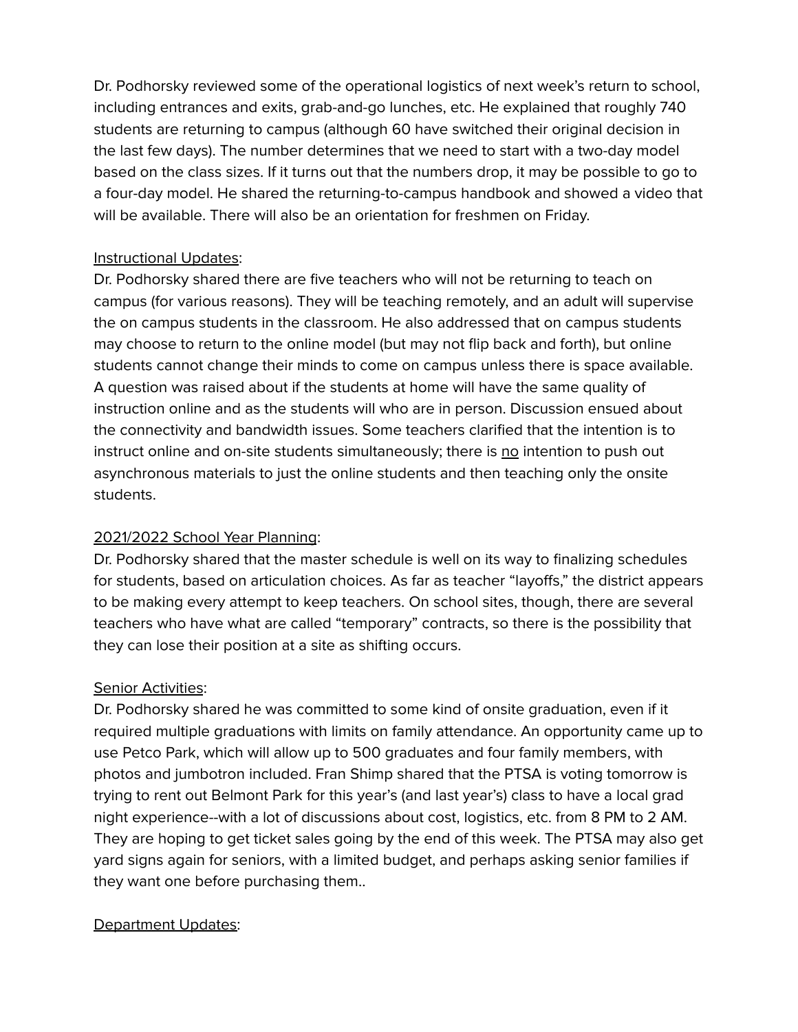Dr. Podhorsky reviewed some of the operational logistics of next week's return to school, including entrances and exits, grab-and-go lunches, etc. He explained that roughly 740 students are returning to campus (although 60 have switched their original decision in the last few days). The number determines that we need to start with a two-day model based on the class sizes. If it turns out that the numbers drop, it may be possible to go to a four-day model. He shared the returning-to-campus handbook and showed a video that will be available. There will also be an orientation for freshmen on Friday.

<u>Instructional Updates</u>:
Dr. Podhorsky shared there are five teachers who will not be returning to teach on campus (for various reasons). They will be teaching remotely, and an adult will supervise the on campus students in the classroom. He also addressed that on campus students may choose to return to the online model (but may not flip back and forth), but online students cannot change their minds to come on campus unless there is space available. A question was raised about if the students at home will have the same quality of instruction online and as the students will who are in person. Discussion ensued about the connectivity and bandwidth issues. Some teachers clarified that the intention is to instruct online and on-site students simultaneously; there is <u>no</u> intention to push out asynchronous materials to just the online students and then teaching only the onsite students.

<u>2021/2022 School Year Planning</u>:
Dr. Podhorsky shared that the master schedule is well on its way to finalizing schedules for students, based on articulation choices. As far as teacher "layoffs," the district appears to be making every attempt to keep teachers. On school sites, though, there are several teachers who have what are called "temporary" contracts, so there is the possibility that they can lose their position at a site as shifting occurs.

<u>Senior Activities</u>:
Dr. Podhorsky shared he was committed to some kind of onsite graduation, even if it required multiple graduations with limits on family attendance. An opportunity came up to use Petco Park, which will allow up to 500 graduates and four family members, with photos and jumbotron included. Fran Shimp shared that the PTSA is voting tomorrow is trying to rent out Belmont Park for this year's (and last year's) class to have a local grad night experience--with a lot of discussions about cost, logistics, etc. from 8 PM to 2 AM. They are hoping to get ticket sales going by the end of this week. The PTSA may also get yard signs again for seniors, with a limited budget, and perhaps asking senior families if they want one before purchasing them..

<u>Department Updates</u>: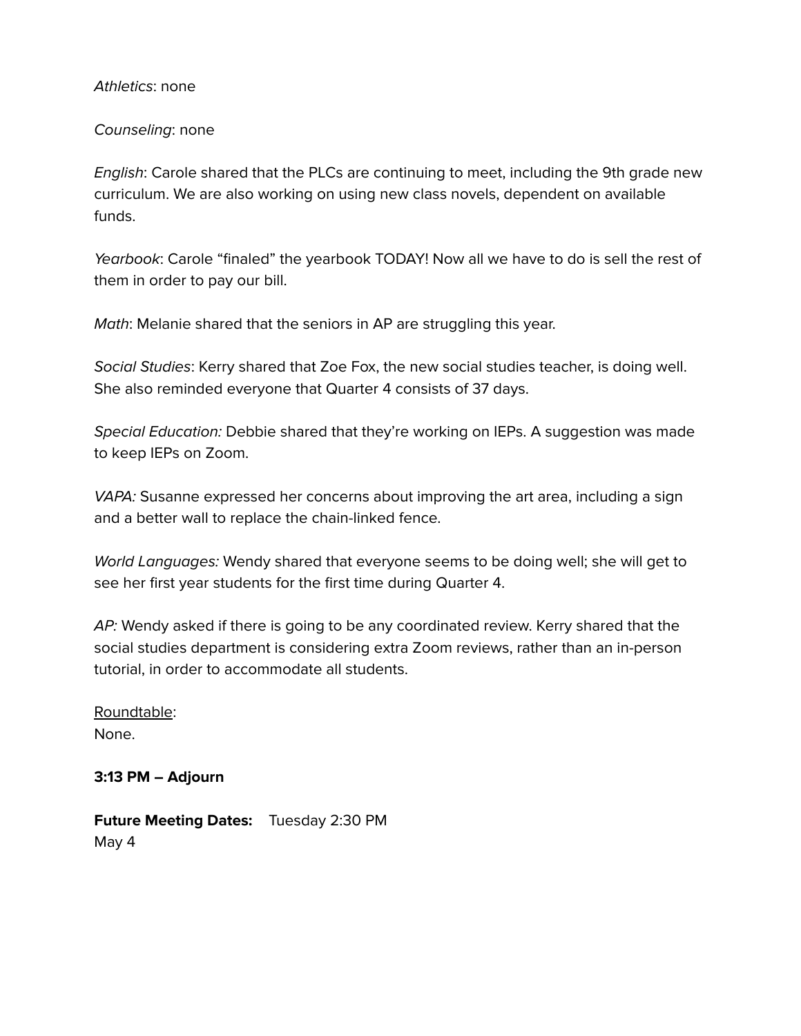*Athletics*: none

*Counseling*: none

*English*: Carole shared that the PLCs are continuing to meet, including the 9th grade new curriculum. We are also working on using new class novels, dependent on available funds.

*Yearbook*: Carole "finaled" the yearbook TODAY! Now all we have to do is sell the rest of them in order to pay our bill.

*Math*: Melanie shared that the seniors in AP are struggling this year.

*Social Studies*: Kerry shared that Zoe Fox, the new social studies teacher, is doing well. She also reminded everyone that Quarter 4 consists of 37 days.

*Special Education:* Debbie shared that they're working on IEPs. A suggestion was made to keep IEPs on Zoom.

*VAPA:* Susanne expressed her concerns about improving the art area, including a sign and a better wall to replace the chain-linked fence.

*World Languages:* Wendy shared that everyone seems to be doing well; she will get to see her first year students for the first time during Quarter 4.

*AP:* Wendy asked if there is going to be any coordinated review. Kerry shared that the social studies department is considering extra Zoom reviews, rather than an in-person tutorial, in order to accommodate all students.

<u>Roundtable</u>:
None.

**3:13 PM – Adjourn**

**Future Meeting Dates:** Tuesday 2:30 PM
May 4